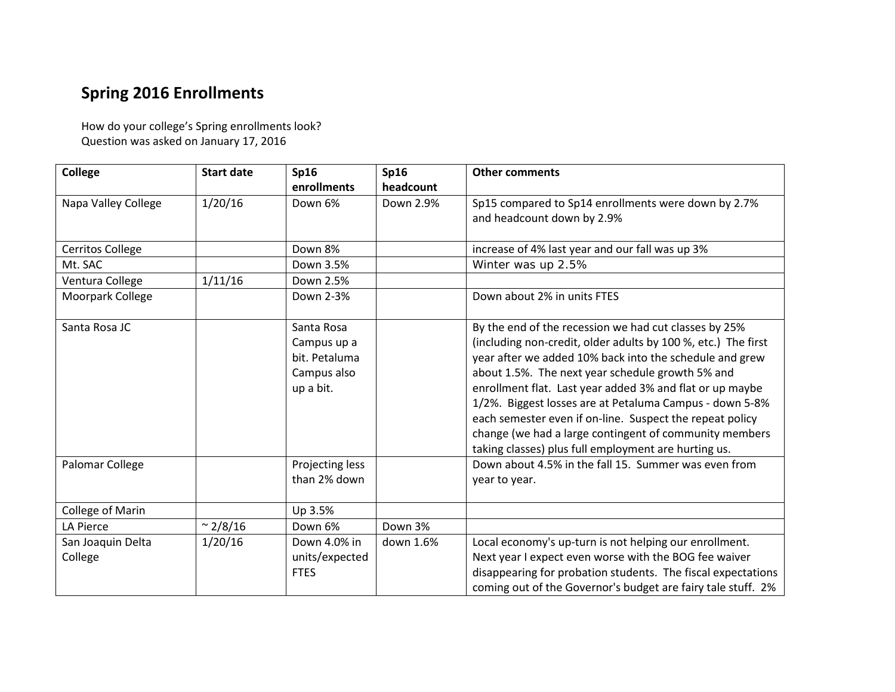## Spring 2016 Enrollments

How do your college's Spring enrollments look?
Question was asked on January 17, 2016

| College | Start date | Sp16 enrollments | Sp16 headcount | Other comments |
|---|---|---|---|---|
| Napa Valley College | 1/20/16 | Down 6% | Down 2.9% | Sp15 compared to Sp14 enrollments were down by 2.7% and headcount down by 2.9% |
| Cerritos College | | Down 8% | | increase of 4% last year and our fall was up 3% |
| Mt. SAC | | Down 3.5% | | Winter was up 2.5% |
| Ventura College | 1/11/16 | Down 2.5% | | |
| Moorpark College | | Down 2-3% | | Down about 2% in units FTES |
| Santa Rosa JC | | Santa Rosa Campus up a bit. Petaluma Campus also up a bit. | | By the end of the recession we had cut classes by 25% (including non-credit, older adults by 100 %, etc.) The first year after we added 10% back into the schedule and grew about 1.5%. The next year schedule growth 5% and enrollment flat. Last year added 3% and flat or up maybe 1/2%. Biggest losses are at Petaluma Campus - down 5-8% each semester even if on-line. Suspect the repeat policy change (we had a large contingent of community members taking classes) plus full employment are hurting us. |
| Palomar College | | Projecting less than 2% down | | Down about 4.5% in the fall 15. Summer was even from year to year. |
| College of Marin | | Up 3.5% | | |
| LA Pierce | ~ 2/8/16 | Down 6% | Down 3% | |
| San Joaquin Delta College | 1/20/16 | Down 4.0% in units/expected FTES | down 1.6% | Local economy's up-turn is not helping our enrollment. Next year I expect even worse with the BOG fee waiver disappearing for probation students. The fiscal expectations coming out of the Governor's budget are fairy tale stuff. 2% |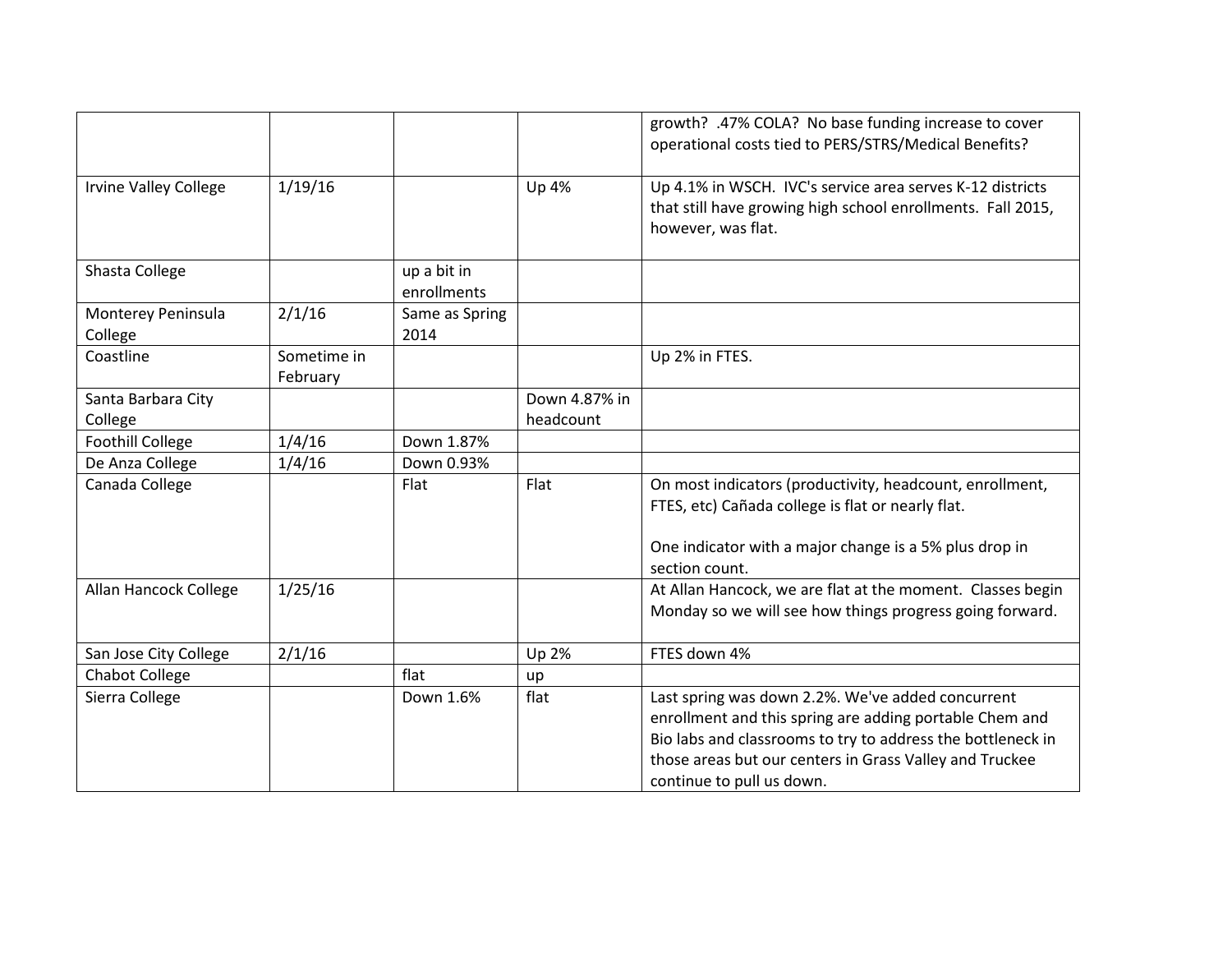| | | | | |
|---|---|---|---|---|
| | | | | growth? .47% COLA? No base funding increase to cover operational costs tied to PERS/STRS/Medical Benefits? |
| Irvine Valley College | 1/19/16 | | Up 4% | Up 4.1% in WSCH. IVC's service area serves K-12 districts that still have growing high school enrollments. Fall 2015, however, was flat. |
| Shasta College | | up a bit in enrollments | | |
| Monterey Peninsula College | 2/1/16 | Same as Spring 2014 | | |
| Coastline | Sometime in February | | | Up 2% in FTES. |
| Santa Barbara City College | | | Down 4.87% in headcount | |
| Foothill College | 1/4/16 | Down 1.87% | | |
| De Anza College | 1/4/16 | Down 0.93% | | |
| Canada College | | Flat | Flat | On most indicators (productivity, headcount, enrollment, FTES, etc) Cañada college is flat or nearly flat.<br><br>One indicator with a major change is a 5% plus drop in section count. |
| Allan Hancock College | 1/25/16 | | | At Allan Hancock, we are flat at the moment. Classes begin Monday so we will see how things progress going forward. |
| San Jose City College | 2/1/16 | | Up 2% | FTES down 4% |
| Chabot College | | flat | up | |
| Sierra College | | Down 1.6% | flat | Last spring was down 2.2%. We've added concurrent enrollment and this spring are adding portable Chem and Bio labs and classrooms to try to address the bottleneck in those areas but our centers in Grass Valley and Truckee continue to pull us down. |